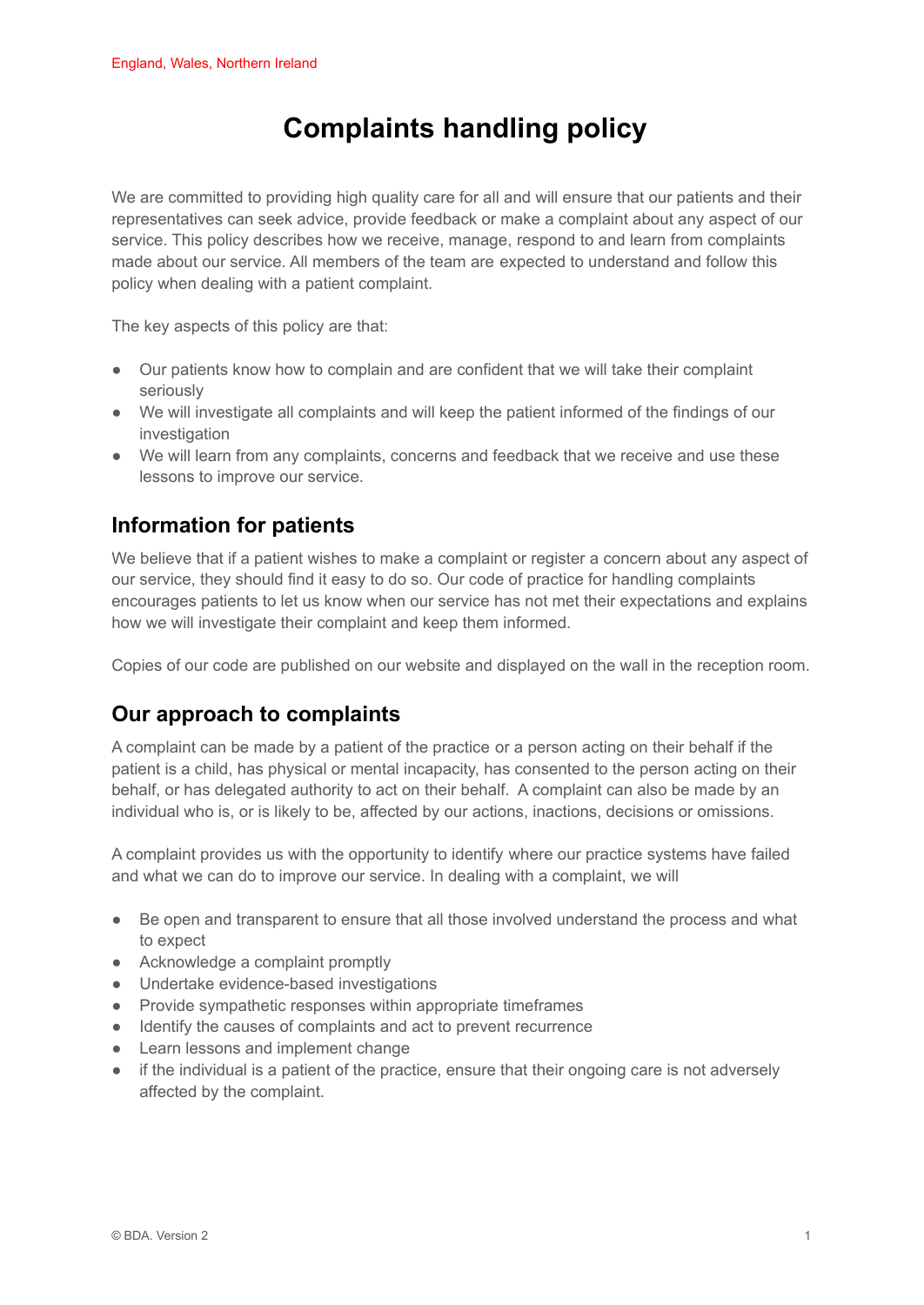England, Wales, Northern Ireland

# Complaints handling policy

We are committed to providing high quality care for all and will ensure that our patients and their representatives can seek advice, provide feedback or make a complaint about any aspect of our service. This policy describes how we receive, manage, respond to and learn from complaints made about our service. All members of the team are expected to understand and follow this policy when dealing with a patient complaint.

The key aspects of this policy are that:

- Our patients know how to complain and are confident that we will take their complaint seriously
- We will investigate all complaints and will keep the patient informed of the findings of our investigation
- We will learn from any complaints, concerns and feedback that we receive and use these lessons to improve our service.

## Information for patients

We believe that if a patient wishes to make a complaint or register a concern about any aspect of our service, they should find it easy to do so. Our code of practice for handling complaints encourages patients to let us know when our service has not met their expectations and explains how we will investigate their complaint and keep them informed.

Copies of our code are published on our website and displayed on the wall in the reception room.

## Our approach to complaints

A complaint can be made by a patient of the practice or a person acting on their behalf if the patient is a child, has physical or mental incapacity, has consented to the person acting on their behalf, or has delegated authority to act on their behalf. A complaint can also be made by an individual who is, or is likely to be, affected by our actions, inactions, decisions or omissions.

A complaint provides us with the opportunity to identify where our practice systems have failed and what we can do to improve our service. In dealing with a complaint, we will

- Be open and transparent to ensure that all those involved understand the process and what to expect
- Acknowledge a complaint promptly
- Undertake evidence-based investigations
- Provide sympathetic responses within appropriate timeframes
- Identify the causes of complaints and act to prevent recurrence
- Learn lessons and implement change
- if the individual is a patient of the practice, ensure that their ongoing care is not adversely affected by the complaint.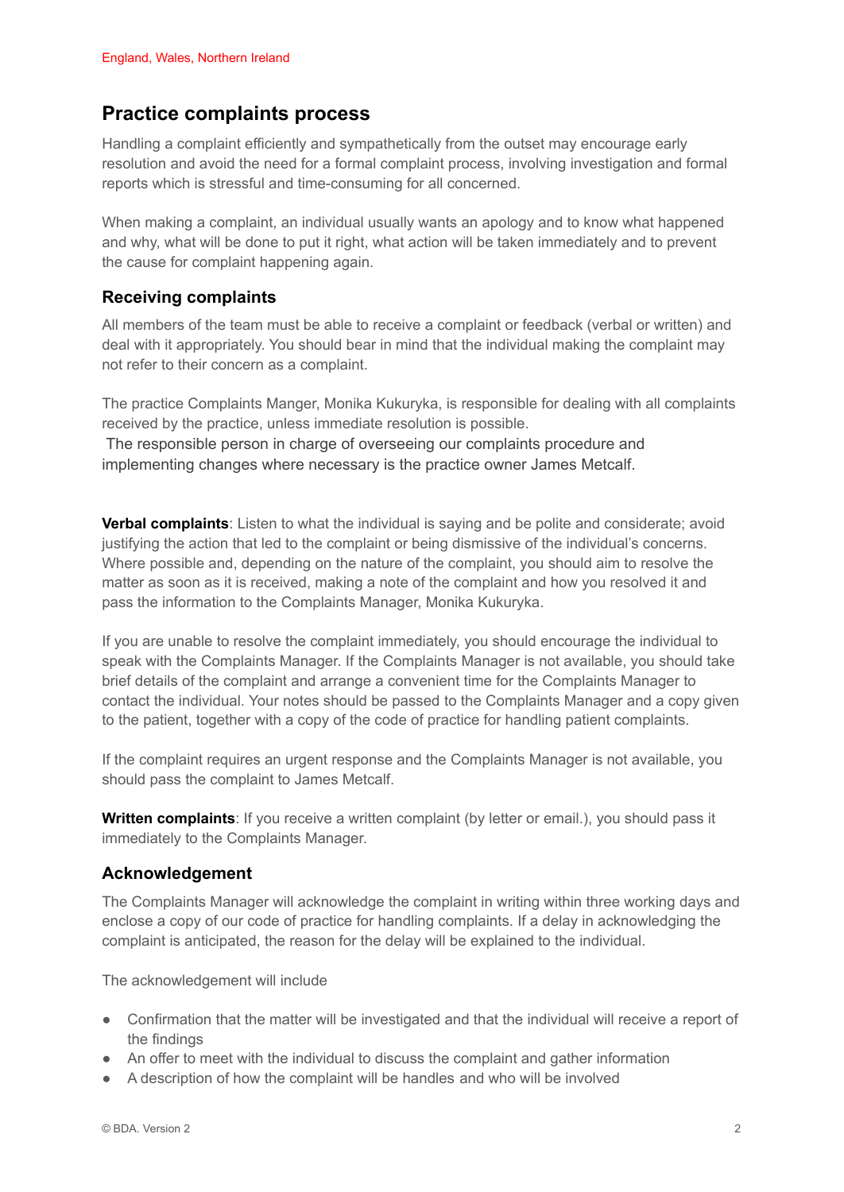England, Wales, Northern Ireland

## Practice complaints process

Handling a complaint efficiently and sympathetically from the outset may encourage early resolution and avoid the need for a formal complaint process, involving investigation and formal reports which is stressful and time-consuming for all concerned.

When making a complaint, an individual usually wants an apology and to know what happened and why, what will be done to put it right, what action will be taken immediately and to prevent the cause for complaint happening again.

### Receiving complaints

All members of the team must be able to receive a complaint or feedback (verbal or written) and deal with it appropriately. You should bear in mind that the individual making the complaint may not refer to their concern as a complaint.

The practice Complaints Manger, Monika Kukuryka, is responsible for dealing with all complaints received by the practice, unless immediate resolution is possible.
The responsible person in charge of overseeing our complaints procedure and implementing changes where necessary is the practice owner James Metcalf.

**Verbal complaints**: Listen to what the individual is saying and be polite and considerate; avoid justifying the action that led to the complaint or being dismissive of the individual's concerns. Where possible and, depending on the nature of the complaint, you should aim to resolve the matter as soon as it is received, making a note of the complaint and how you resolved it and pass the information to the Complaints Manager, Monika Kukuryka.

If you are unable to resolve the complaint immediately, you should encourage the individual to speak with the Complaints Manager. If the Complaints Manager is not available, you should take brief details of the complaint and arrange a convenient time for the Complaints Manager to contact the individual. Your notes should be passed to the Complaints Manager and a copy given to the patient, together with a copy of the code of practice for handling patient complaints.

If the complaint requires an urgent response and the Complaints Manager is not available, you should pass the complaint to James Metcalf.

**Written complaints**: If you receive a written complaint (by letter or email.), you should pass it immediately to the Complaints Manager.

### Acknowledgement

The Complaints Manager will acknowledge the complaint in writing within three working days and enclose a copy of our code of practice for handling complaints. If a delay in acknowledging the complaint is anticipated, the reason for the delay will be explained to the individual.

The acknowledgement will include

- Confirmation that the matter will be investigated and that the individual will receive a report of the findings
- An offer to meet with the individual to discuss the complaint and gather information
- A description of how the complaint will be handles and who will be involved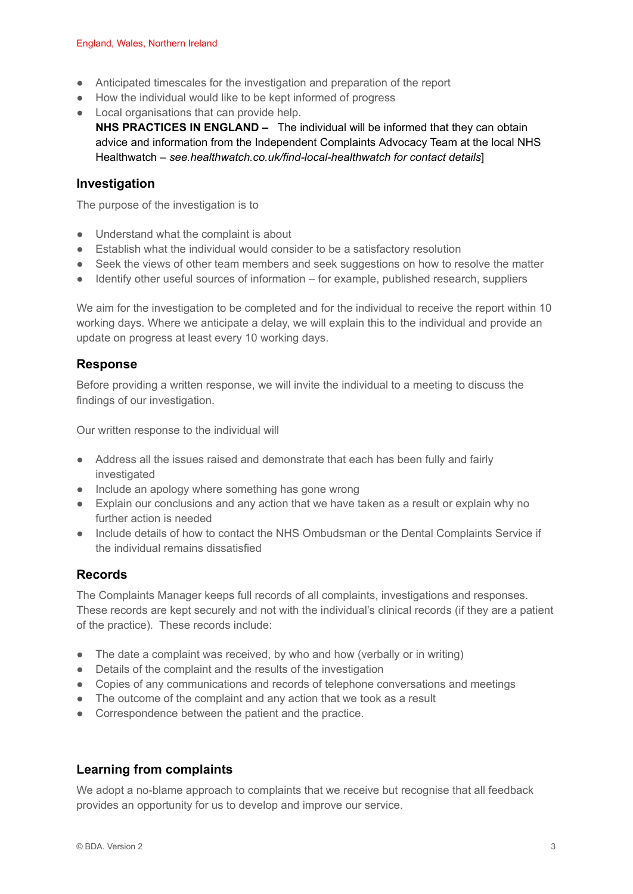- Anticipated timescales for the investigation and preparation of the report
- How the individual would like to be kept informed of progress
- Local organisations that can provide help.
  **NHS PRACTICES IN ENGLAND –** The individual will be informed that they can obtain advice and information from the Independent Complaints Advocacy Team at the local NHS Healthwatch – *see.healthwatch.co.uk/find-local-healthwatch for contact details*]

### Investigation

The purpose of the investigation is to

- Understand what the complaint is about
- Establish what the individual would consider to be a satisfactory resolution
- Seek the views of other team members and seek suggestions on how to resolve the matter
- Identify other useful sources of information – for example, published research, suppliers

We aim for the investigation to be completed and for the individual to receive the report within 10 working days. Where we anticipate a delay, we will explain this to the individual and provide an update on progress at least every 10 working days.

### Response

Before providing a written response, we will invite the individual to a meeting to discuss the findings of our investigation.

Our written response to the individual will

- Address all the issues raised and demonstrate that each has been fully and fairly investigated
- Include an apology where something has gone wrong
- Explain our conclusions and any action that we have taken as a result or explain why no further action is needed
- Include details of how to contact the NHS Ombudsman or the Dental Complaints Service if the individual remains dissatisfied

### Records

The Complaints Manager keeps full records of all complaints, investigations and responses. These records are kept securely and not with the individual's clinical records (if they are a patient of the practice). These records include:

- The date a complaint was received, by who and how (verbally or in writing)
- Details of the complaint and the results of the investigation
- Copies of any communications and records of telephone conversations and meetings
- The outcome of the complaint and any action that we took as a result
- Correspondence between the patient and the practice.

### Learning from complaints

We adopt a no-blame approach to complaints that we receive but recognise that all feedback provides an opportunity for us to develop and improve our service.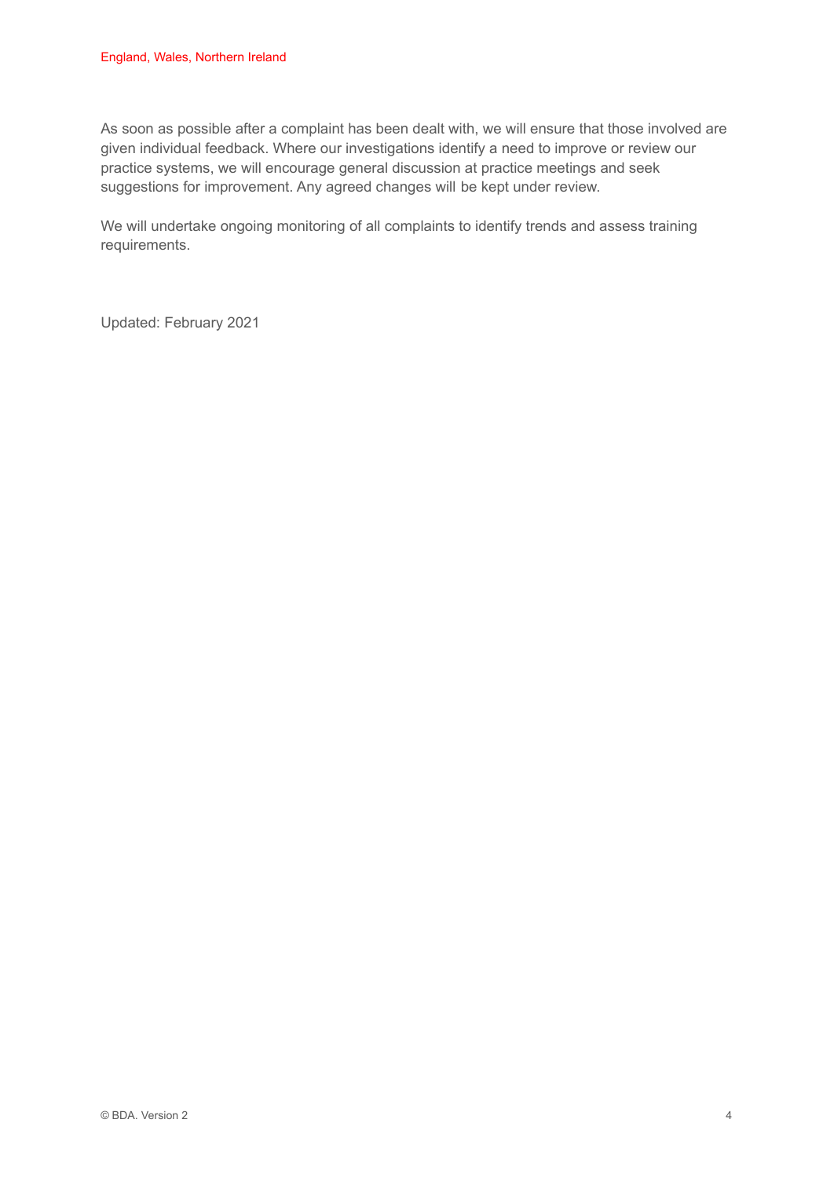As soon as possible after a complaint has been dealt with, we will ensure that those involved are given individual feedback. Where our investigations identify a need to improve or review our practice systems, we will encourage general discussion at practice meetings and seek suggestions for improvement. Any agreed changes will be kept under review.

We will undertake ongoing monitoring of all complaints to identify trends and assess training requirements.

Updated: February 2021